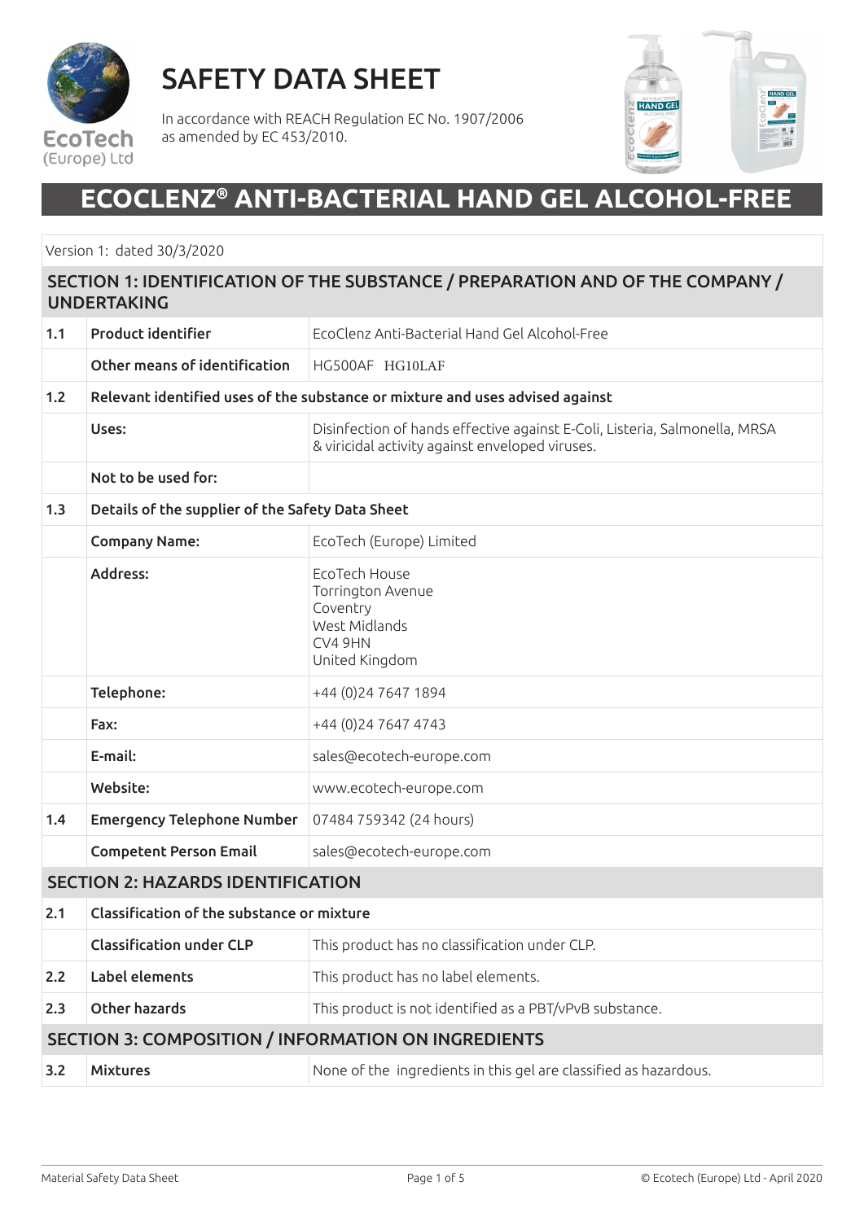EcoTech
(Europe) Ltd

# SAFETY DATA SHEET

In accordance with REACH Regulation EC No. 1907/2006 as amended by EC 453/2010.

# ECOCLENZ® ANTI-BACTERIAL HAND GEL ALCOHOL-FREE

Version 1: dated 30/3/2020

## SECTION 1: IDENTIFICATION OF THE SUBSTANCE / PREPARATION AND OF THE COMPANY / UNDERTAKING

| | | |
|---|---|---|
| **1.1** | **Product identifier** | EcoClenz Anti-Bacterial Hand Gel Alcohol-Free |
| | **Other means of identification** | HG500AF HG10LAF |
| **1.2** | **Relevant identified uses of the substance or mixture and uses advised against** | |
| | **Uses:** | Disinfection of hands effective against E-Coli, Listeria, Salmonella, MRSA & viricidal activity against enveloped viruses. |
| | **Not to be used for:** | |
| **1.3** | **Details of the supplier of the Safety Data Sheet** | |
| | **Company Name:** | EcoTech (Europe) Limited |
| | **Address:** | EcoTech House<br>Torrington Avenue<br>Coventry<br>West Midlands<br>CV4 9HN<br>United Kingdom |
| | **Telephone:** | +44 (0)24 7647 1894 |
| | **Fax:** | +44 (0)24 7647 4743 |
| | **E-mail:** | sales@ecotech-europe.com |
| | **Website:** | www.ecotech-europe.com |
| **1.4** | **Emergency Telephone Number** | 07484 759342 (24 hours) |
| | **Competent Person Email** | sales@ecotech-europe.com |

## SECTION 2: HAZARDS IDENTIFICATION

| | | |
|---|---|---|
| **2.1** | **Classification of the substance or mixture** | |
| | **Classification under CLP** | This product has no classification under CLP. |
| **2.2** | **Label elements** | This product has no label elements. |
| **2.3** | **Other hazards** | This product is not identified as a PBT/vPvB substance. |

## SECTION 3: COMPOSITION / INFORMATION ON INGREDIENTS

| | | |
|---|---|---|
| **3.2** | **Mixtures** | None of the ingredients in this gel are classified as hazardous. |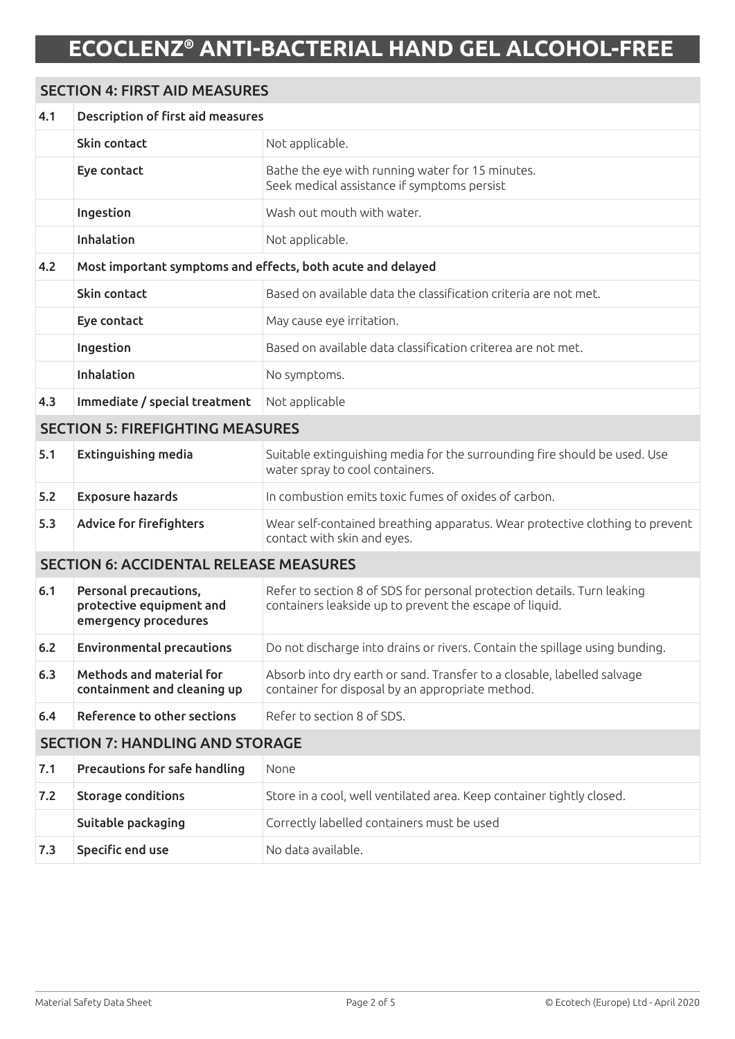# ECOCLENZ® ANTI-BACTERIAL HAND GEL ALCOHOL-FREE

## SECTION 4: FIRST AID MEASURES

| | | |
|---|---|---|
| **4.1** | **Description of first aid measures** | |
| | **Skin contact** | Not applicable. |
| | **Eye contact** | Bathe the eye with running water for 15 minutes. Seek medical assistance if symptoms persist |
| | **Ingestion** | Wash out mouth with water. |
| | **Inhalation** | Not applicable. |
| **4.2** | **Most important symptoms and effects, both acute and delayed** | |
| | **Skin contact** | Based on available data the classification criteria are not met. |
| | **Eye contact** | May cause eye irritation. |
| | **Ingestion** | Based on available data classification criterea are not met. |
| | **Inhalation** | No symptoms. |
| **4.3** | **Immediate / special treatment** | Not applicable |

## SECTION 5: FIREFIGHTING MEASURES

| | | |
|---|---|---|
| **5.1** | **Extinguishing media** | Suitable extinguishing media for the surrounding fire should be used. Use water spray to cool containers. |
| **5.2** | **Exposure hazards** | In combustion emits toxic fumes of oxides of carbon. |
| **5.3** | **Advice for firefighters** | Wear self-contained breathing apparatus. Wear protective clothing to prevent contact with skin and eyes. |

## SECTION 6: ACCIDENTAL RELEASE MEASURES

| | | |
|---|---|---|
| **6.1** | **Personal precautions, protective equipment and emergency procedures** | Refer to section 8 of SDS for personal protection details. Turn leaking containers leakside up to prevent the escape of liquid. |
| **6.2** | **Environmental precautions** | Do not discharge into drains or rivers. Contain the spillage using bunding. |
| **6.3** | **Methods and material for containment and cleaning up** | Absorb into dry earth or sand. Transfer to a closable, labelled salvage container for disposal by an appropriate method. |
| **6.4** | **Reference to other sections** | Refer to section 8 of SDS. |

## SECTION 7: HANDLING AND STORAGE

| | | |
|---|---|---|
| **7.1** | **Precautions for safe handling** | None |
| **7.2** | **Storage conditions** | Store in a cool, well ventilated area. Keep container tightly closed. |
| | **Suitable packaging** | Correctly labelled containers must be used |
| **7.3** | **Specific end use** | No data available. |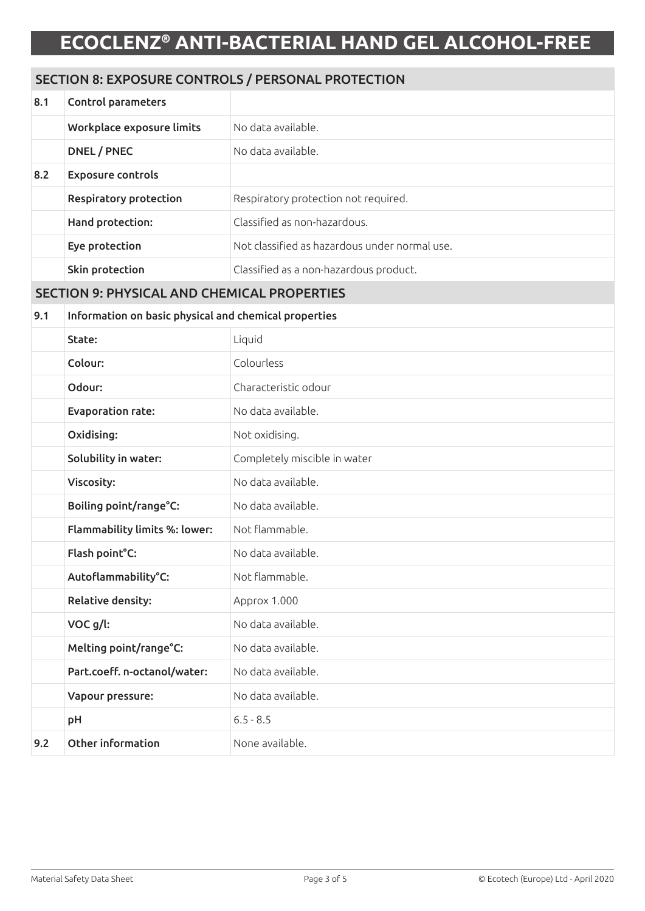# ECOCLENZ® ANTI-BACTERIAL HAND GEL ALCOHOL-FREE

## SECTION 8: EXPOSURE CONTROLS / PERSONAL PROTECTION

| | | |
|---|---|---|
| **8.1** | **Control parameters** | |
| | **Workplace exposure limits** | No data available. |
| | **DNEL / PNEC** | No data available. |
| **8.2** | **Exposure controls** | |
| | **Respiratory protection** | Respiratory protection not required. |
| | **Hand protection:** | Classified as non-hazardous. |
| | **Eye protection** | Not classified as hazardous under normal use. |
| | **Skin protection** | Classified as a non-hazardous product. |

## SECTION 9: PHYSICAL AND CHEMICAL PROPERTIES

| | | |
|---|---|---|
| **9.1** | **Information on basic physical and chemical properties** | |
| | **State:** | Liquid |
| | **Colour:** | Colourless |
| | **Odour:** | Characteristic odour |
| | **Evaporation rate:** | No data available. |
| | **Oxidising:** | Not oxidising. |
| | **Solubility in water:** | Completely miscible in water |
| | **Viscosity:** | No data available. |
| | **Boiling point/range°C:** | No data available. |
| | **Flammability limits %: lower:** | Not flammable. |
| | **Flash point°C:** | No data available. |
| | **Autoflammability°C:** | Not flammable. |
| | **Relative density:** | Approx 1.000 |
| | **VOC g/l:** | No data available. |
| | **Melting point/range°C:** | No data available. |
| | **Part.coeff. n-octanol/water:** | No data available. |
| | **Vapour pressure:** | No data available. |
| | **pH** | 6.5 - 8.5 |
| **9.2** | **Other information** | None available. |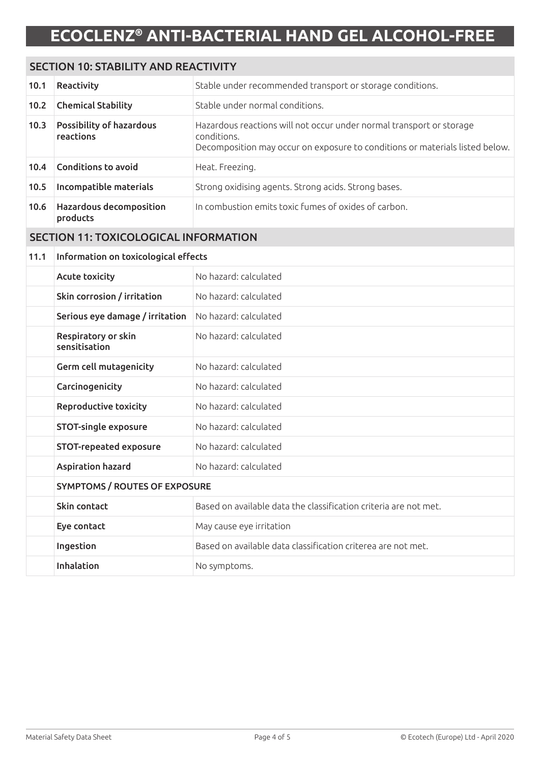## SECTION 10: STABILITY AND REACTIVITY

| | | |
|---|---|---|
| 10.1 | **Reactivity** | Stable under recommended transport or storage conditions. |
| 10.2 | **Chemical Stability** | Stable under normal conditions. |
| 10.3 | **Possibility of hazardous reactions** | Hazardous reactions will not occur under normal transport or storage conditions.<br>Decomposition may occur on exposure to conditions or materials listed below. |
| 10.4 | **Conditions to avoid** | Heat. Freezing. |
| 10.5 | **Incompatible materials** | Strong oxidising agents. Strong acids. Strong bases. |
| 10.6 | **Hazardous decomposition products** | In combustion emits toxic fumes of oxides of carbon. |

## SECTION 11: TOXICOLOGICAL INFORMATION

| | | |
|---|---|---|
| 11.1 | **Information on toxicological effects** | |
| | **Acute toxicity** | No hazard: calculated |
| | **Skin corrosion / irritation** | No hazard: calculated |
| | **Serious eye damage / irritation** | No hazard: calculated |
| | **Respiratory or skin sensitisation** | No hazard: calculated |
| | **Germ cell mutagenicity** | No hazard: calculated |
| | **Carcinogenicity** | No hazard: calculated |
| | **Reproductive toxicity** | No hazard: calculated |
| | **STOT-single exposure** | No hazard: calculated |
| | **STOT-repeated exposure** | No hazard: calculated |
| | **Aspiration hazard** | No hazard: calculated |
| | **SYMPTOMS / ROUTES OF EXPOSURE** | |
| | **Skin contact** | Based on available data the classification criteria are not met. |
| | **Eye contact** | May cause eye irritation |
| | **Ingestion** | Based on available data classification criterea are not met. |
| | **Inhalation** | No symptoms. |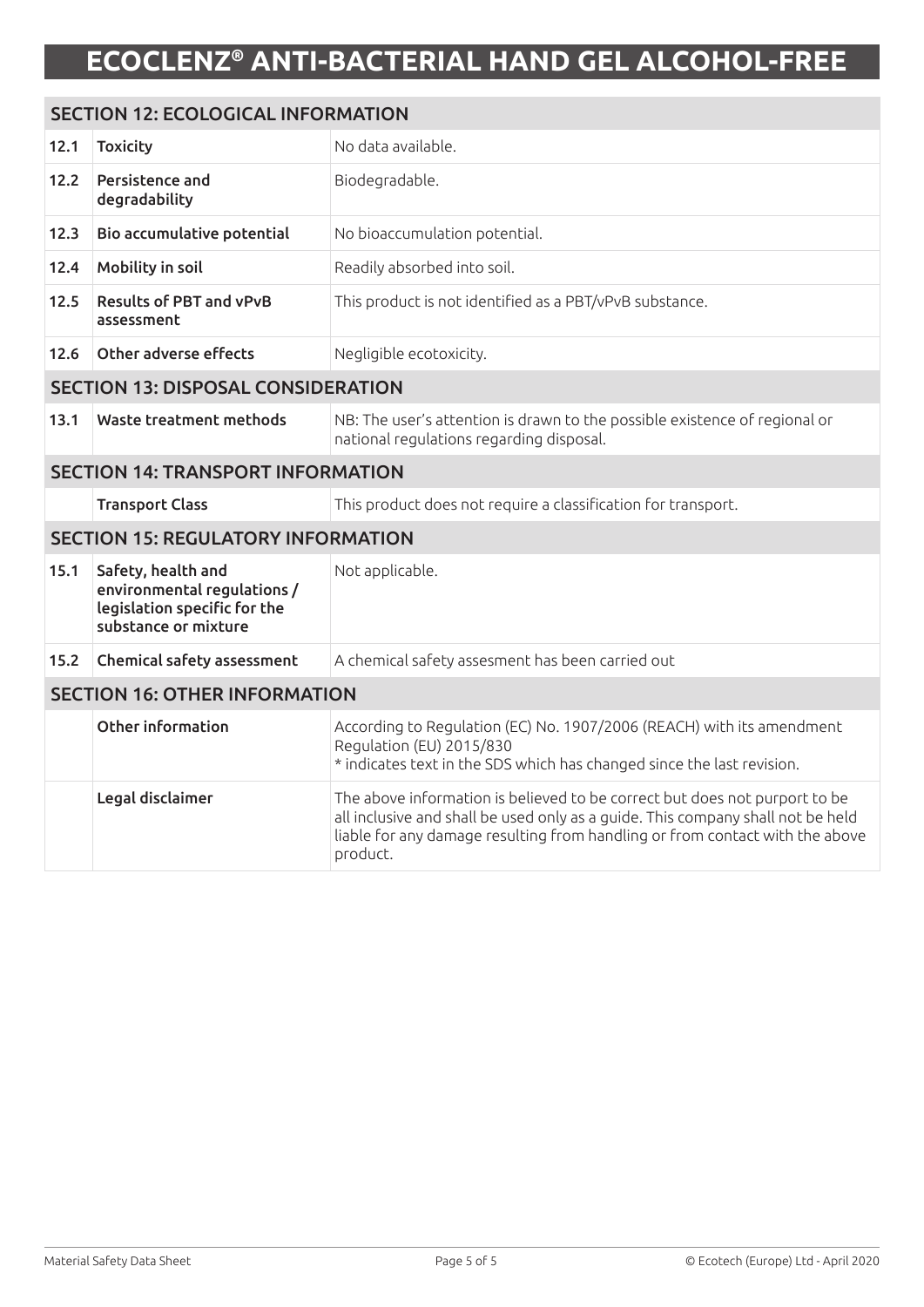## SECTION 12: ECOLOGICAL INFORMATION

| | | |
|---|---|---|
| 12.1 | **Toxicity** | No data available. |
| 12.2 | **Persistence and degradability** | Biodegradable. |
| 12.3 | **Bio accumulative potential** | No bioaccumulation potential. |
| 12.4 | **Mobility in soil** | Readily absorbed into soil. |
| 12.5 | **Results of PBT and vPvB assessment** | This product is not identified as a PBT/vPvB substance. |
| 12.6 | **Other adverse effects** | Negligible ecotoxicity. |

## SECTION 13: DISPOSAL CONSIDERATION

| | | |
|---|---|---|
| 13.1 | **Waste treatment methods** | NB: The user's attention is drawn to the possible existence of regional or national regulations regarding disposal. |

## SECTION 14: TRANSPORT INFORMATION

| | | |
|---|---|---|
| | **Transport Class** | This product does not require a classification for transport. |

## SECTION 15: REGULATORY INFORMATION

| | | |
|---|---|---|
| 15.1 | **Safety, health and environmental regulations / legislation specific for the substance or mixture** | Not applicable. |
| 15.2 | **Chemical safety assessment** | A chemical safety assesment has been carried out |

## SECTION 16: OTHER INFORMATION

| | | |
|---|---|---|
| | **Other information** | According to Regulation (EC) No. 1907/2006 (REACH) with its amendment Regulation (EU) 2015/830<br>* indicates text in the SDS which has changed since the last revision. |
| | **Legal disclaimer** | The above information is believed to be correct but does not purport to be all inclusive and shall be used only as a guide. This company shall not be held liable for any damage resulting from handling or from contact with the above product. |